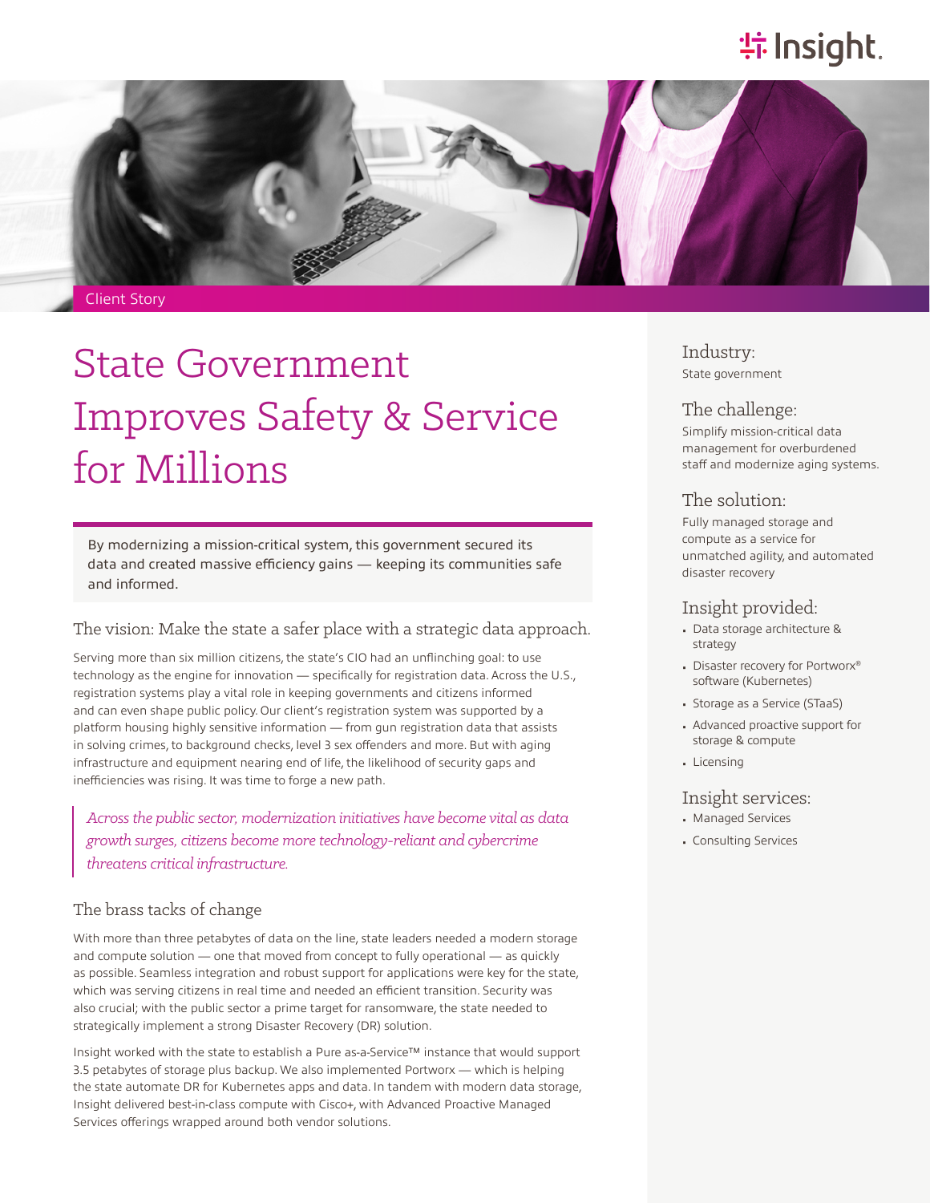Client Story

# State Government Improves Safety & Service for Millions

By modernizing a mission-critical system, this government secured its data and created massive efficiency gains — keeping its communities safe and informed.

## The vision: Make the state a safer place with a strategic data approach.

Serving more than six million citizens, the state's CIO had an unflinching goal: to use technology as the engine for innovation — specifically for registration data. Across the U.S., registration systems play a vital role in keeping governments and citizens informed and can even shape public policy. Our client's registration system was supported by a platform housing highly sensitive information — from gun registration data that assists in solving crimes, to background checks, level 3 sex offenders and more. But with aging infrastructure and equipment nearing end of life, the likelihood of security gaps and inefficiencies was rising. It was time to forge a new path.

> *Across the public sector, modernization initiatives have become vital as data growth surges, citizens become more technology-reliant and cybercrime threatens critical infrastructure.*

## The brass tacks of change

With more than three petabytes of data on the line, state leaders needed a modern storage and compute solution — one that moved from concept to fully operational — as quickly as possible. Seamless integration and robust support for applications were key for the state, which was serving citizens in real time and needed an efficient transition. Security was also crucial; with the public sector a prime target for ransomware, the state needed to strategically implement a strong Disaster Recovery (DR) solution.

Insight worked with the state to establish a Pure as-a-Service™ instance that would support 3.5 petabytes of storage plus backup. We also implemented Portworx — which is helping the state automate DR for Kubernetes apps and data. In tandem with modern data storage, Insight delivered best-in-class compute with Cisco+, with Advanced Proactive Managed Services offerings wrapped around both vendor solutions.

### Industry:

State government

### The challenge:

Simplify mission-critical data management for overburdened staff and modernize aging systems.

### The solution:

Fully managed storage and compute as a service for unmatched agility, and automated disaster recovery

### Insight provided:

- Data storage architecture & strategy
- Disaster recovery for Portworx® software (Kubernetes)
- Storage as a Service (STaaS)
- Advanced proactive support for storage & compute
- Licensing

### Insight services:

- Managed Services
- Consulting Services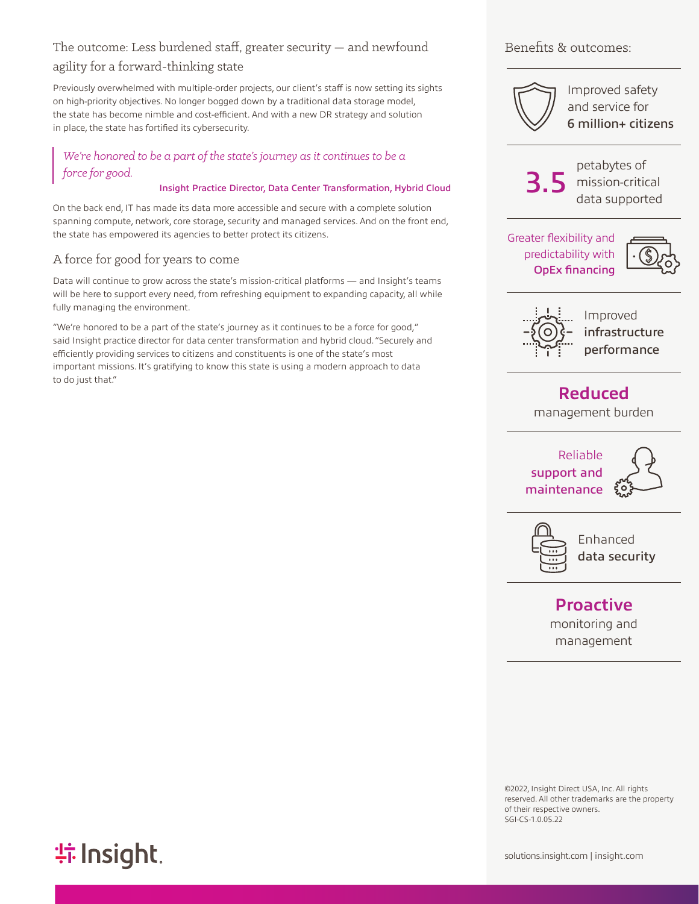## The outcome: Less burdened staff, greater security — and newfound agility for a forward-thinking state

Previously overwhelmed with multiple-order projects, our client's staff is now setting its sights on high-priority objectives. No longer bogged down by a traditional data storage model, the state has become nimble and cost-efficient. And with a new DR strategy and solution in place, the state has fortified its cybersecurity.

> *We're honored to be a part of the state's journey as it continues to be a force for good.*
>
> Insight Practice Director, Data Center Transformation, Hybrid Cloud

On the back end, IT has made its data more accessible and secure with a complete solution spanning compute, network, core storage, security and managed services. And on the front end, the state has empowered its agencies to better protect its citizens.

### A force for good for years to come

Data will continue to grow across the state's mission-critical platforms — and Insight's teams will be here to support every need, from refreshing equipment to expanding capacity, all while fully managing the environment.

"We're honored to be a part of the state's journey as it continues to be a force for good," said Insight practice director for data center transformation and hybrid cloud. "Securely and efficiently providing services to citizens and constituents is one of the state's most important missions. It's gratifying to know this state is using a modern approach to data to do just that."

## Benefits & outcomes:

- Improved safety and service for **6 million+ citizens**
- **3.5** petabytes of mission-critical data supported
- Greater flexibility and predictability with **OpEx financing**
- Improved **infrastructure performance**
- **Reduced** management burden
- Reliable **support and maintenance**
- Enhanced **data security**
- **Proactive** monitoring and management

©2022, Insight Direct USA, Inc. All rights reserved. All other trademarks are the property of their respective owners.
SGI-CS-1.0.05.22

Insight.

solutions.insight.com | insight.com